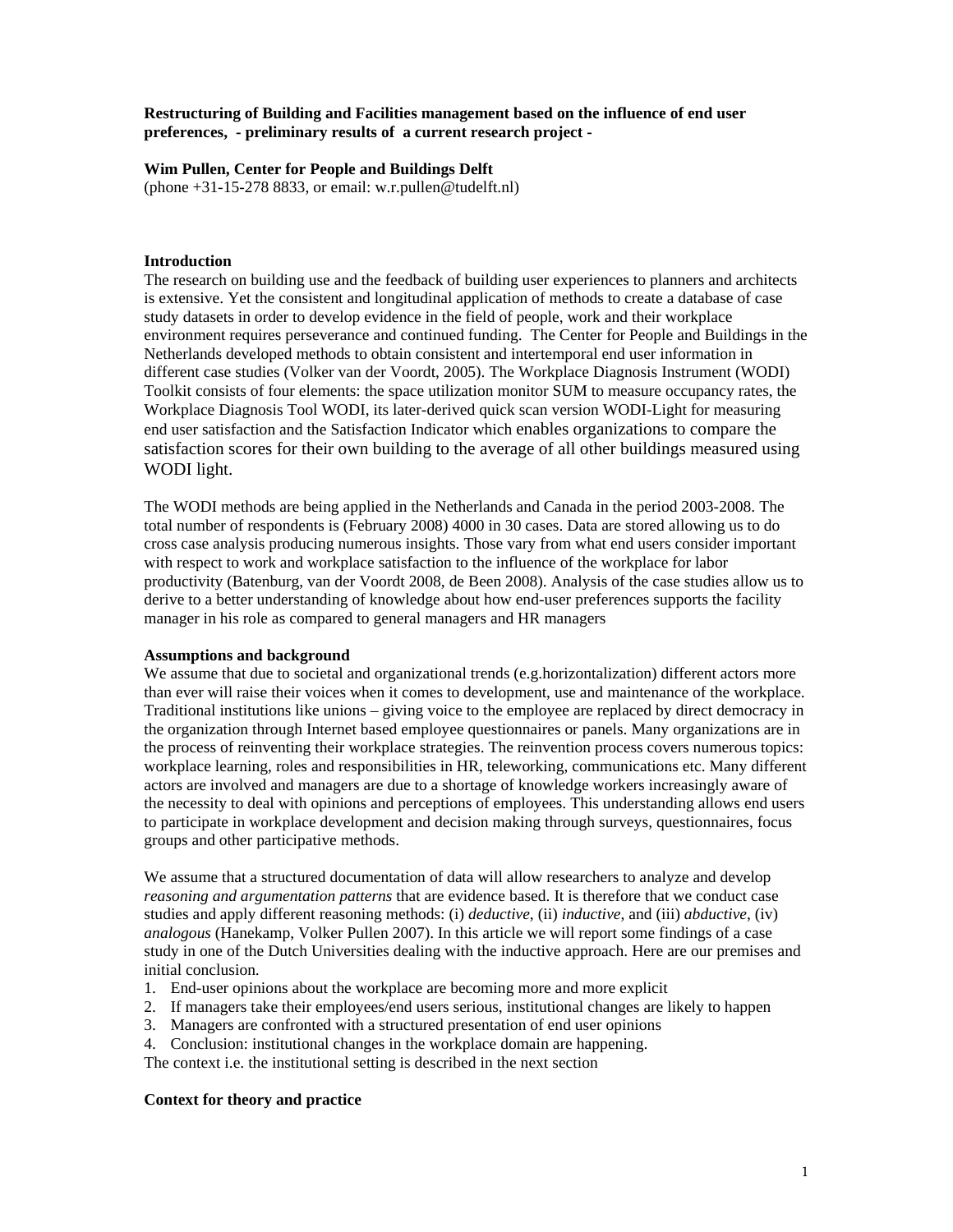**Restructuring of Building and Facilities management based on the influence of end user preferences, - preliminary results of a current research project -**

**Wim Pullen, Center for People and Buildings Delft**
(phone +31-15-278 8833, or email: w.r.pullen@tudelft.nl)

## Introduction

The research on building use and the feedback of building user experiences to planners and architects is extensive. Yet the consistent and longitudinal application of methods to create a database of case study datasets in order to develop evidence in the field of people, work and their workplace environment requires perseverance and continued funding. The Center for People and Buildings in the Netherlands developed methods to obtain consistent and intertemporal end user information in different case studies (Volker van der Voordt, 2005). The Workplace Diagnosis Instrument (WODI) Toolkit consists of four elements: the space utilization monitor SUM to measure occupancy rates, the Workplace Diagnosis Tool WODI, its later-derived quick scan version WODI-Light for measuring end user satisfaction and the Satisfaction Indicator which enables organizations to compare the satisfaction scores for their own building to the average of all other buildings measured using WODI light.

The WODI methods are being applied in the Netherlands and Canada in the period 2003-2008. The total number of respondents is (February 2008) 4000 in 30 cases. Data are stored allowing us to do cross case analysis producing numerous insights. Those vary from what end users consider important with respect to work and workplace satisfaction to the influence of the workplace for labor productivity (Batenburg, van der Voordt 2008, de Been 2008). Analysis of the case studies allow us to derive to a better understanding of knowledge about how end-user preferences supports the facility manager in his role as compared to general managers and HR managers

## Assumptions and background

We assume that due to societal and organizational trends (e.g.horizontalization) different actors more than ever will raise their voices when it comes to development, use and maintenance of the workplace. Traditional institutions like unions – giving voice to the employee are replaced by direct democracy in the organization through Internet based employee questionnaires or panels. Many organizations are in the process of reinventing their workplace strategies. The reinvention process covers numerous topics: workplace learning, roles and responsibilities in HR, teleworking, communications etc. Many different actors are involved and managers are due to a shortage of knowledge workers increasingly aware of the necessity to deal with opinions and perceptions of employees. This understanding allows end users to participate in workplace development and decision making through surveys, questionnaires, focus groups and other participative methods.

We assume that a structured documentation of data will allow researchers to analyze and develop *reasoning and argumentation patterns* that are evidence based. It is therefore that we conduct case studies and apply different reasoning methods: (i) *deductive*, (ii) *inductive*, and (iii) *abductive*, (iv) *analogous* (Hanekamp, Volker Pullen 2007). In this article we will report some findings of a case study in one of the Dutch Universities dealing with the inductive approach. Here are our premises and initial conclusion.

1. End-user opinions about the workplace are becoming more and more explicit
2. If managers take their employees/end users serious, institutional changes are likely to happen
3. Managers are confronted with a structured presentation of end user opinions
4. Conclusion: institutional changes in the workplace domain are happening.

The context i.e. the institutional setting is described in the next section

## Context for theory and practice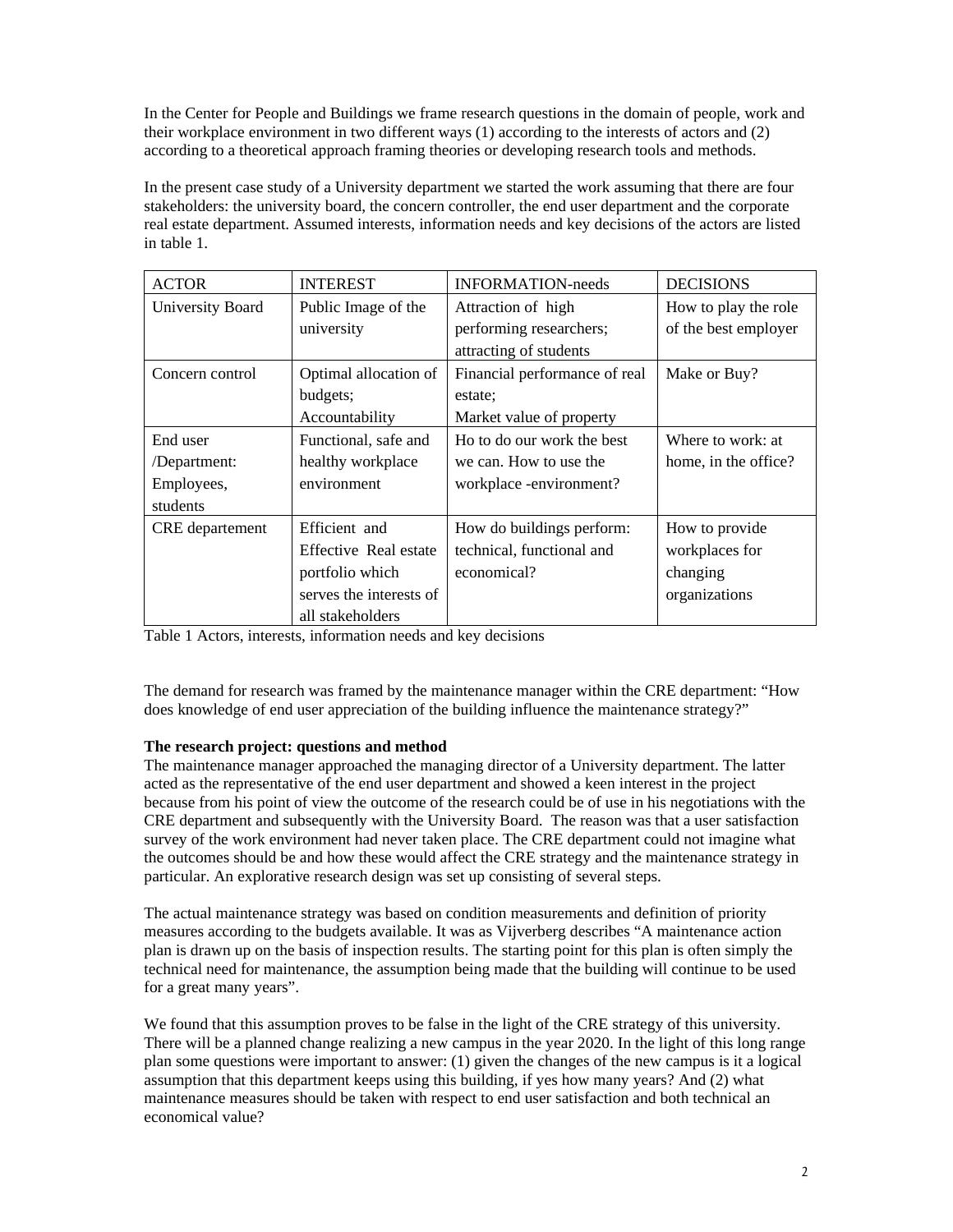In the Center for People and Buildings we frame research questions in the domain of people, work and their workplace environment in two different ways (1) according to the interests of actors and (2) according to a theoretical approach framing theories or developing research tools and methods.

In the present case study of a University department we started the work assuming that there are four stakeholders: the university board, the concern controller, the end user department and the corporate real estate department. Assumed interests, information needs and key decisions of the actors are listed in table 1.

| ACTOR | INTEREST | INFORMATION-needs | DECISIONS |
|---|---|---|---|
| University Board | Public Image of the university | Attraction of high performing researchers; attracting of students | How to play the role of the best employer |
| Concern control | Optimal allocation of budgets; Accountability | Financial performance of real estate; Market value of property | Make or Buy? |
| End user /Department: Employees, students | Functional, safe and healthy workplace environment | Ho to do our work the best we can. How to use the workplace -environment? | Where to work: at home, in the office? |
| CRE departement | Efficient and Effective Real estate portfolio which serves the interests of all stakeholders | How do buildings perform: technical, functional and economical? | How to provide workplaces for changing organizations |

Table 1 Actors, interests, information needs and key decisions

The demand for research was framed by the maintenance manager within the CRE department: "How does knowledge of end user appreciation of the building influence the maintenance strategy?"

**The research project: questions and method**

The maintenance manager approached the managing director of a University department. The latter acted as the representative of the end user department and showed a keen interest in the project because from his point of view the outcome of the research could be of use in his negotiations with the CRE department and subsequently with the University Board. The reason was that a user satisfaction survey of the work environment had never taken place. The CRE department could not imagine what the outcomes should be and how these would affect the CRE strategy and the maintenance strategy in particular. An explorative research design was set up consisting of several steps.

The actual maintenance strategy was based on condition measurements and definition of priority measures according to the budgets available. It was as Vijverberg describes "A maintenance action plan is drawn up on the basis of inspection results. The starting point for this plan is often simply the technical need for maintenance, the assumption being made that the building will continue to be used for a great many years".

We found that this assumption proves to be false in the light of the CRE strategy of this university. There will be a planned change realizing a new campus in the year 2020. In the light of this long range plan some questions were important to answer: (1) given the changes of the new campus is it a logical assumption that this department keeps using this building, if yes how many years? And (2) what maintenance measures should be taken with respect to end user satisfaction and both technical an economical value?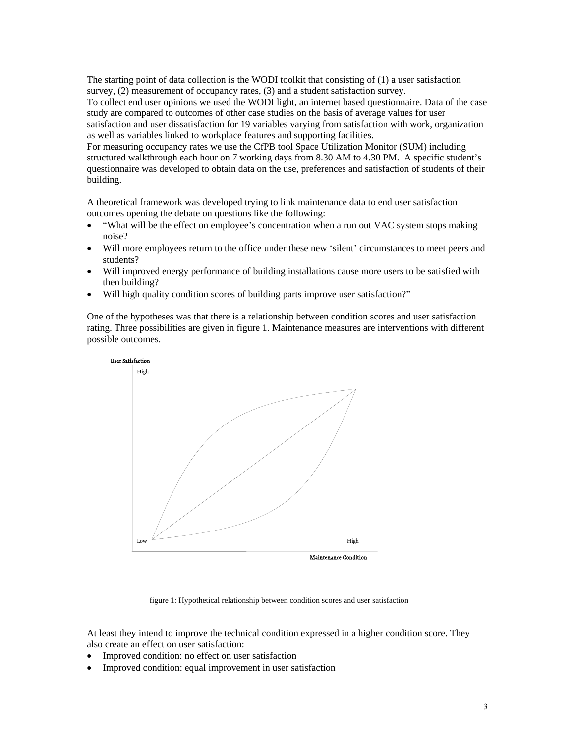The starting point of data collection is the WODI toolkit that consisting of (1) a user satisfaction survey, (2) measurement of occupancy rates, (3) and a student satisfaction survey.
To collect end user opinions we used the WODI light, an internet based questionnaire. Data of the case study are compared to outcomes of other case studies on the basis of average values for user satisfaction and user dissatisfaction for 19 variables varying from satisfaction with work, organization as well as variables linked to workplace features and supporting facilities.
For measuring occupancy rates we use the CfPB tool Space Utilization Monitor (SUM) including structured walkthrough each hour on 7 working days from 8.30 AM to 4.30 PM. A specific student's questionnaire was developed to obtain data on the use, preferences and satisfaction of students of their building.

A theoretical framework was developed trying to link maintenance data to end user satisfaction outcomes opening the debate on questions like the following:

- "What will be the effect on employee's concentration when a run out VAC system stops making noise?
- Will more employees return to the office under these new 'silent' circumstances to meet peers and students?
- Will improved energy performance of building installations cause more users to be satisfied with then building?
- Will high quality condition scores of building parts improve user satisfaction?"

One of the hypotheses was that there is a relationship between condition scores and user satisfaction rating. Three possibilities are given in figure 1. Maintenance measures are interventions with different possible outcomes.

User Satisfaction

High

Low

High

Maintenance Condition

figure 1: Hypothetical relationship between condition scores and user satisfaction

At least they intend to improve the technical condition expressed in a higher condition score. They also create an effect on user satisfaction:

- Improved condition: no effect on user satisfaction
- Improved condition: equal improvement in user satisfaction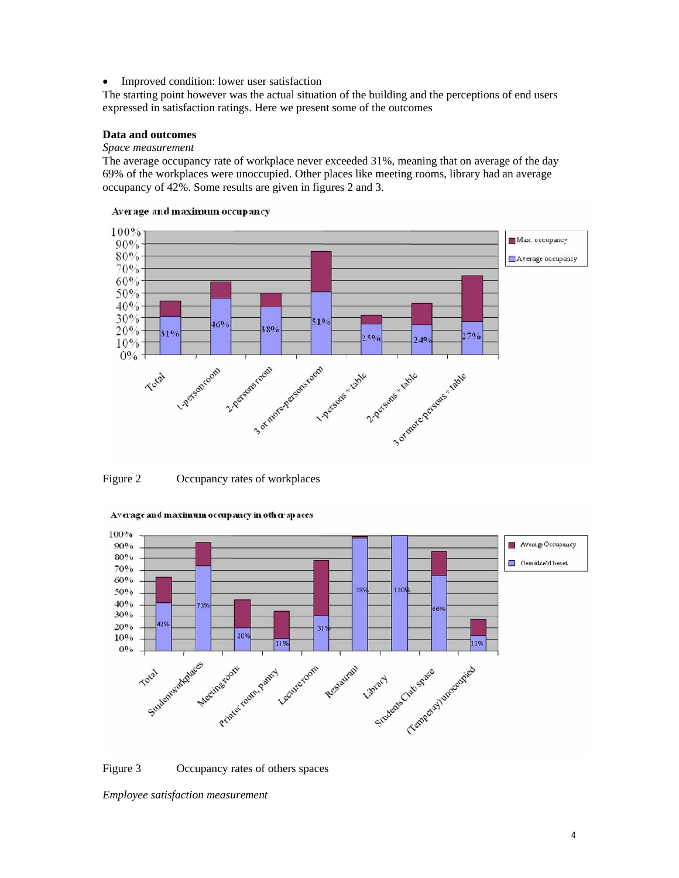- Improved condition: lower user satisfaction

The starting point however was the actual situation of the building and the perceptions of end users expressed in satisfaction ratings. Here we present some of the outcomes

**Data and outcomes**

*Space measurement*

The average occupancy rate of workplace never exceeded 31%, meaning that on average of the day 69% of the workplaces were unoccupied. Other places like meeting rooms, library had an average occupancy of 42%. Some results are given in figures 2 and 3.

Figure 2 Occupancy rates of workplaces

Figure 3 Occupancy rates of others spaces

*Employee satisfaction measurement*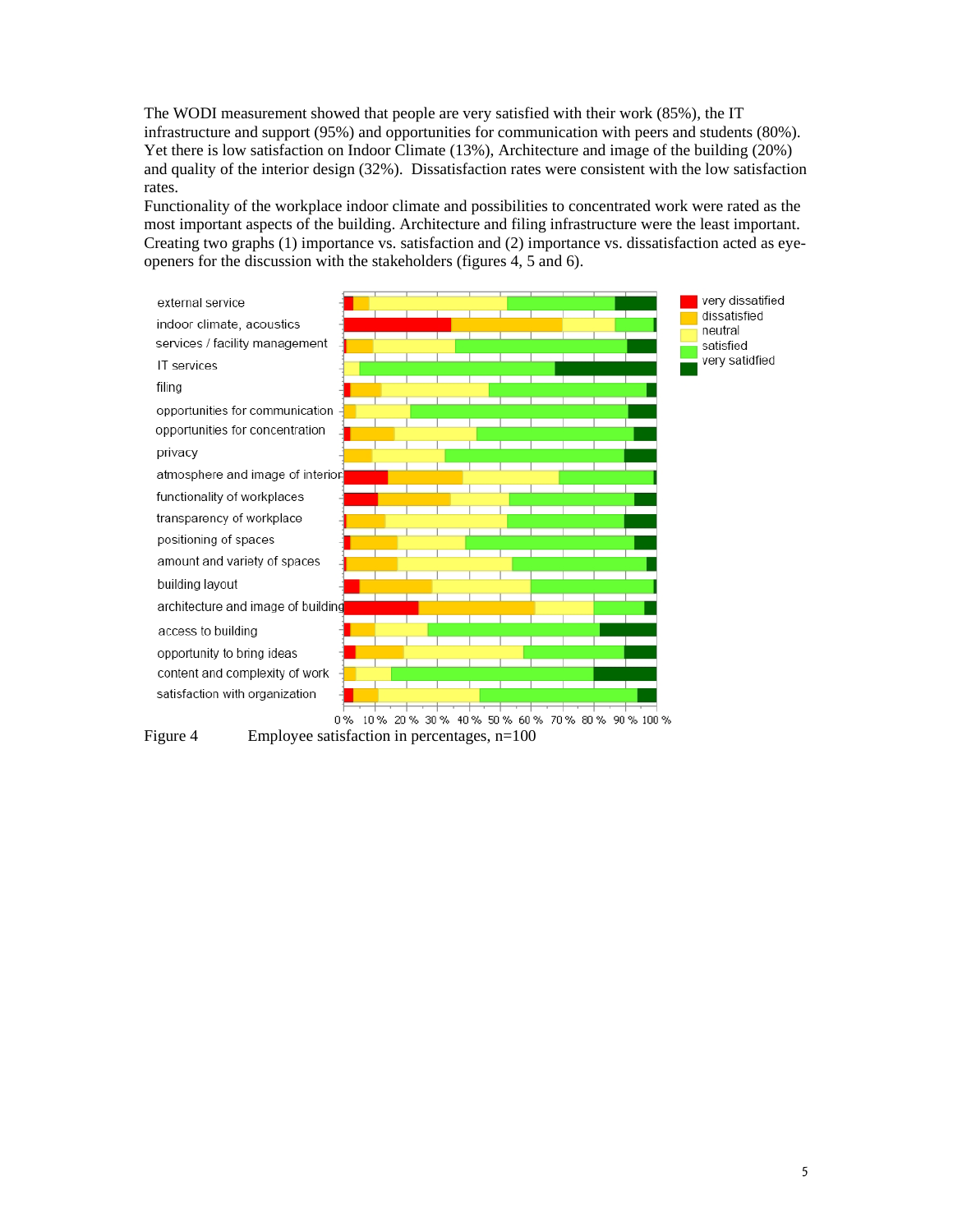The WODI measurement showed that people are very satisfied with their work (85%), the IT infrastructure and support (95%) and opportunities for communication with peers and students (80%). Yet there is low satisfaction on Indoor Climate (13%), Architecture and image of the building (20%) and quality of the interior design (32%). Dissatisfaction rates were consistent with the low satisfaction rates.

Functionality of the workplace indoor climate and possibilities to concentrated work were rated as the most important aspects of the building. Architecture and filing infrastructure were the least important. Creating two graphs (1) importance vs. satisfaction and (2) importance vs. dissatisfaction acted as eye-openers for the discussion with the stakeholders (figures 4, 5 and 6).

Figure 4 Employee satisfaction in percentages, n=100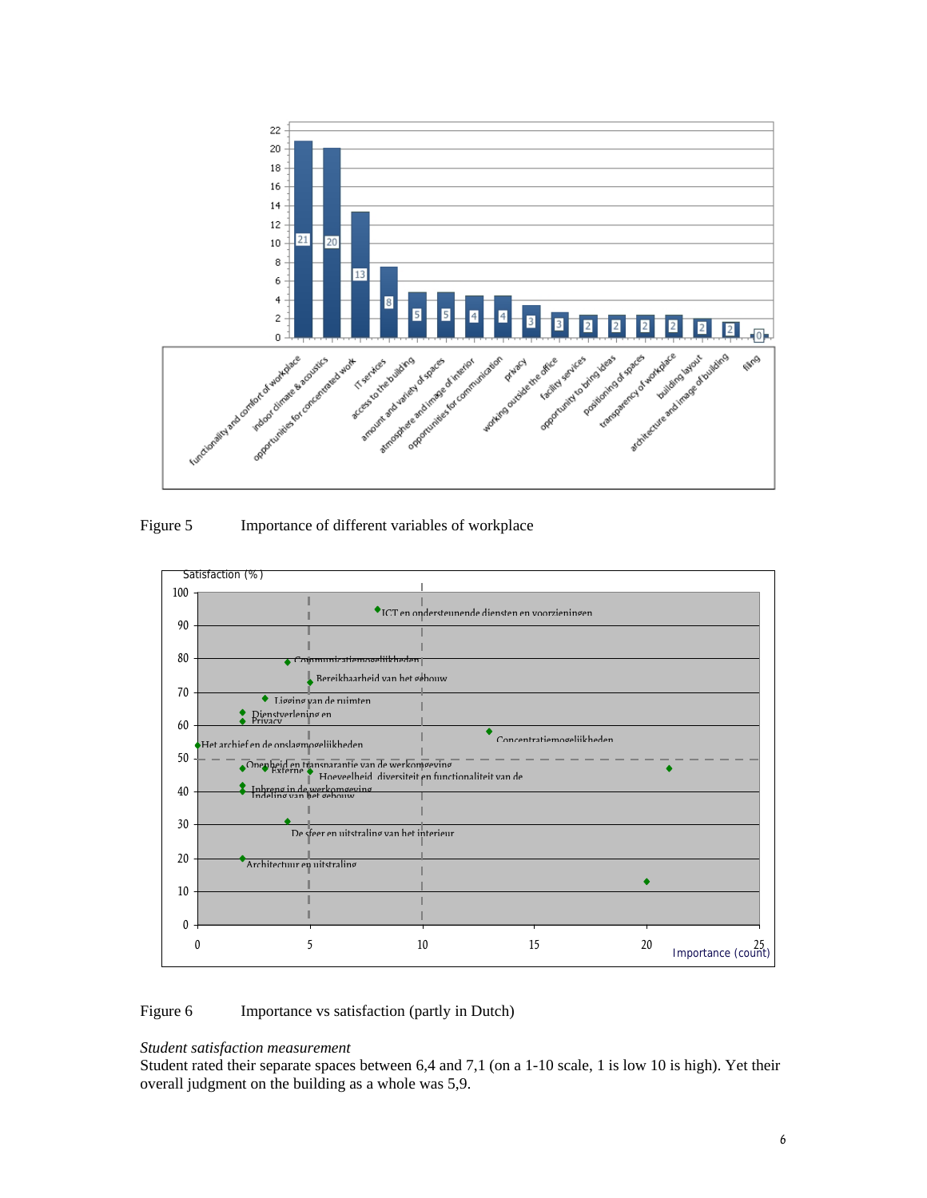Figure 5 Importance of different variables of workplace

Figure 6 Importance vs satisfaction (partly in Dutch)

*Student satisfaction measurement*

Student rated their separate spaces between 6,4 and 7,1 (on a 1-10 scale, 1 is low 10 is high). Yet their overall judgment on the building as a whole was 5,9.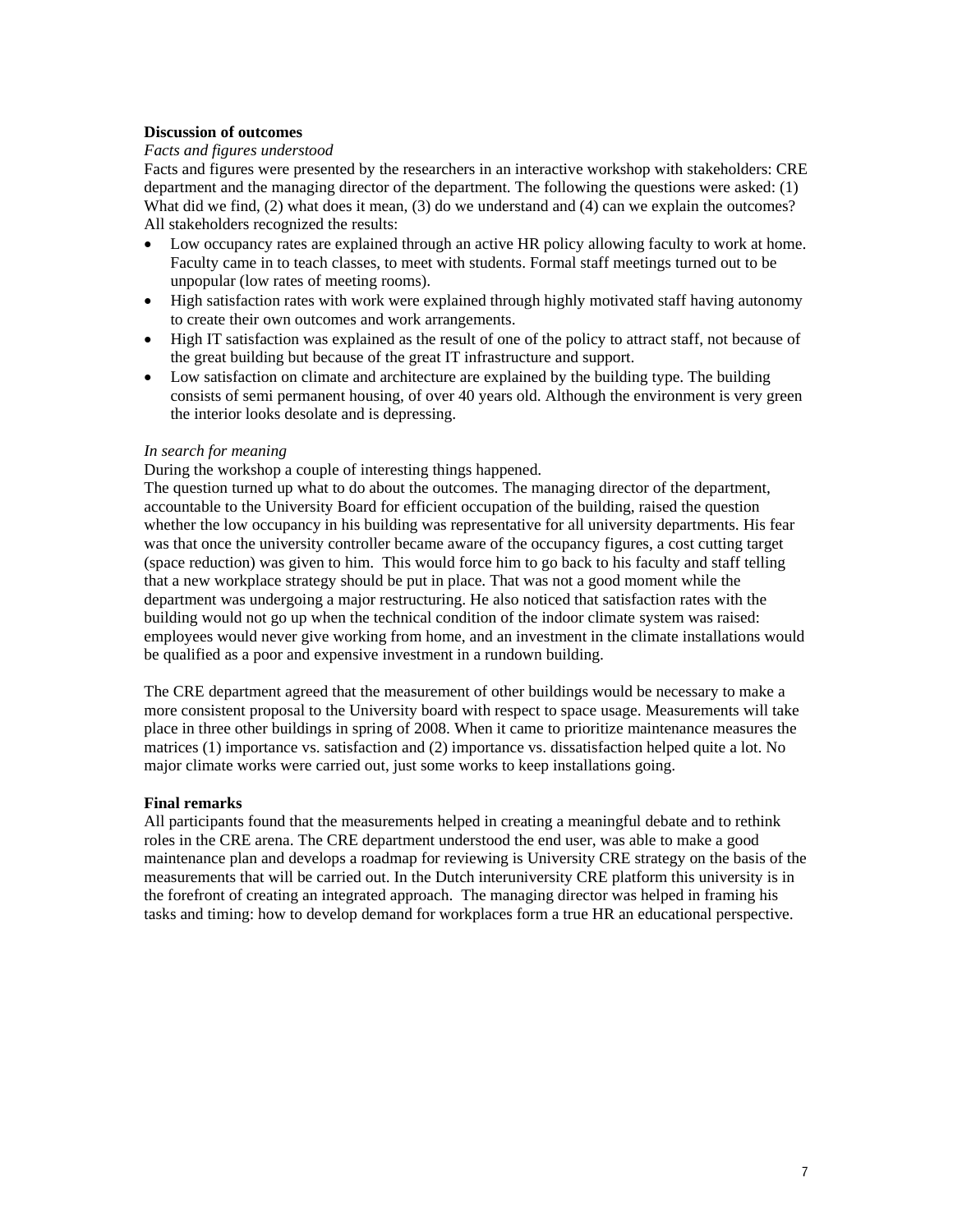**Discussion of outcomes**

*Facts and figures understood*

Facts and figures were presented by the researchers in an interactive workshop with stakeholders: CRE department and the managing director of the department. The following the questions were asked: (1) What did we find, (2) what does it mean, (3) do we understand and (4) can we explain the outcomes? All stakeholders recognized the results:

- Low occupancy rates are explained through an active HR policy allowing faculty to work at home. Faculty came in to teach classes, to meet with students. Formal staff meetings turned out to be unpopular (low rates of meeting rooms).
- High satisfaction rates with work were explained through highly motivated staff having autonomy to create their own outcomes and work arrangements.
- High IT satisfaction was explained as the result of one of the policy to attract staff, not because of the great building but because of the great IT infrastructure and support.
- Low satisfaction on climate and architecture are explained by the building type. The building consists of semi permanent housing, of over 40 years old. Although the environment is very green the interior looks desolate and is depressing.

*In search for meaning*

During the workshop a couple of interesting things happened.

The question turned up what to do about the outcomes. The managing director of the department, accountable to the University Board for efficient occupation of the building, raised the question whether the low occupancy in his building was representative for all university departments. His fear was that once the university controller became aware of the occupancy figures, a cost cutting target (space reduction) was given to him. This would force him to go back to his faculty and staff telling that a new workplace strategy should be put in place. That was not a good moment while the department was undergoing a major restructuring. He also noticed that satisfaction rates with the building would not go up when the technical condition of the indoor climate system was raised: employees would never give working from home, and an investment in the climate installations would be qualified as a poor and expensive investment in a rundown building.

The CRE department agreed that the measurement of other buildings would be necessary to make a more consistent proposal to the University board with respect to space usage. Measurements will take place in three other buildings in spring of 2008. When it came to prioritize maintenance measures the matrices (1) importance vs. satisfaction and (2) importance vs. dissatisfaction helped quite a lot. No major climate works were carried out, just some works to keep installations going.

**Final remarks**

All participants found that the measurements helped in creating a meaningful debate and to rethink roles in the CRE arena. The CRE department understood the end user, was able to make a good maintenance plan and develops a roadmap for reviewing is University CRE strategy on the basis of the measurements that will be carried out. In the Dutch interuniversity CRE platform this university is in the forefront of creating an integrated approach. The managing director was helped in framing his tasks and timing: how to develop demand for workplaces form a true HR an educational perspective.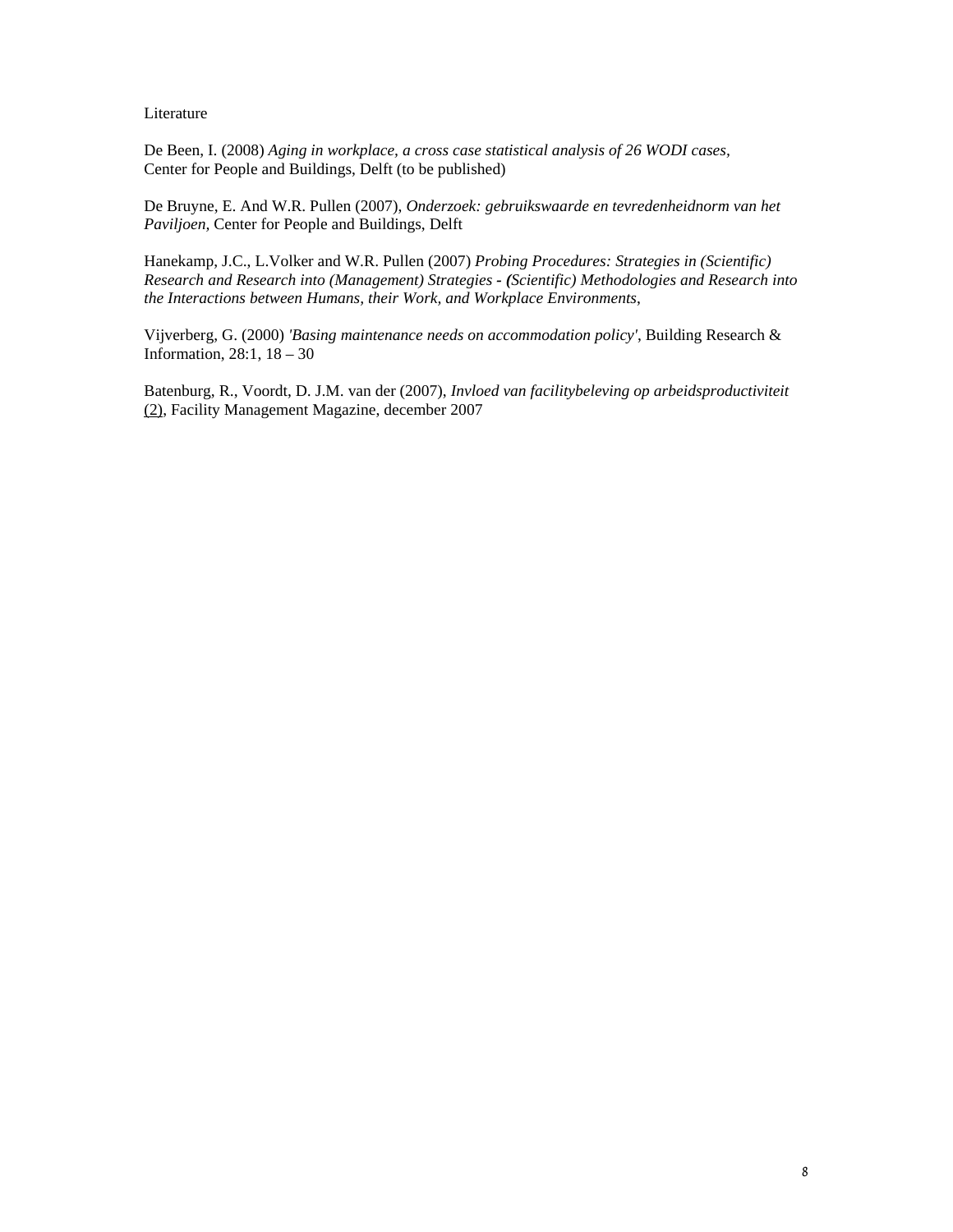Literature

De Been, I. (2008) *Aging in workplace, a cross case statistical analysis of 26 WODI cases,* Center for People and Buildings, Delft (to be published)

De Bruyne, E. And W.R. Pullen (2007), *Onderzoek: gebruikswaarde en tevredenheidnorm van het Paviljoen*, Center for People and Buildings, Delft

Hanekamp, J.C., L.Volker and W.R. Pullen (2007) *Probing Procedures: Strategies in (Scientific) Research and Research into (Management) Strategies* **-** ***(****Scientific) Methodologies and Research into the Interactions between Humans, their Work, and Workplace Environments*,

Vijverberg, G. (2000) *'Basing maintenance needs on accommodation policy'*, Building Research & Information, 28:1, 18 – 30

Batenburg, R., Voordt, D. J.M. van der (2007), *Invloed van facilitybeleving op arbeidsproductiviteit* (2), Facility Management Magazine, december 2007